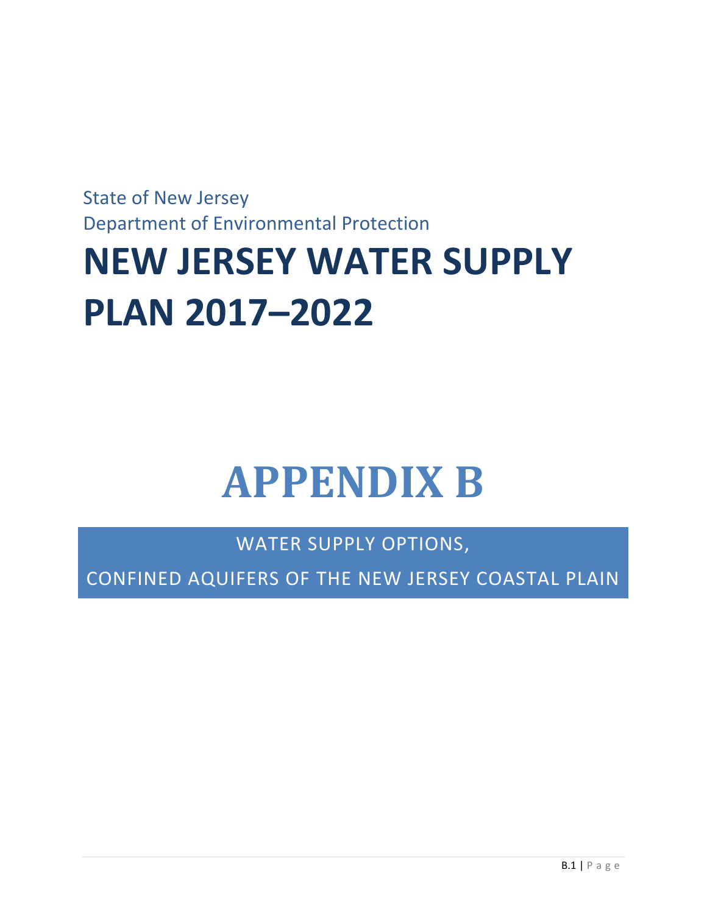State of New Jersey

Department of Environmental Protection

# NEW JERSEY WATER SUPPLY PLAN 2017–2022

# APPENDIX B

## WATER SUPPLY OPTIONS, CONFINED AQUIFERS OF THE NEW JERSEY COASTAL PLAIN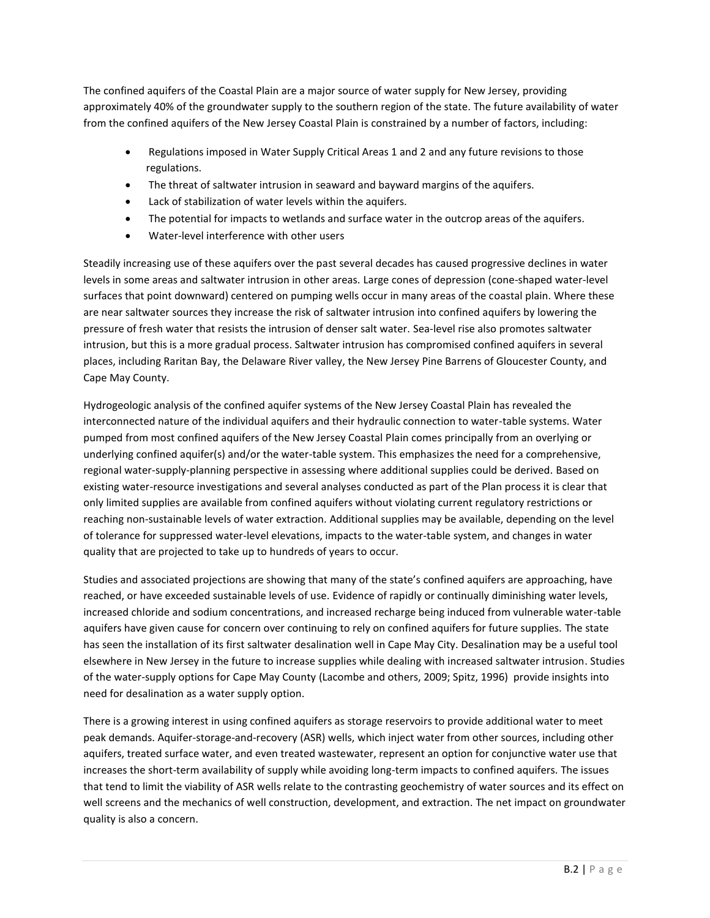The confined aquifers of the Coastal Plain are a major source of water supply for New Jersey, providing approximately 40% of the groundwater supply to the southern region of the state. The future availability of water from the confined aquifers of the New Jersey Coastal Plain is constrained by a number of factors, including:

- Regulations imposed in Water Supply Critical Areas 1 and 2 and any future revisions to those regulations.
- The threat of saltwater intrusion in seaward and bayward margins of the aquifers.
- Lack of stabilization of water levels within the aquifers.
- The potential for impacts to wetlands and surface water in the outcrop areas of the aquifers.
- Water-level interference with other users

Steadily increasing use of these aquifers over the past several decades has caused progressive declines in water levels in some areas and saltwater intrusion in other areas. Large cones of depression (cone-shaped water-level surfaces that point downward) centered on pumping wells occur in many areas of the coastal plain. Where these are near saltwater sources they increase the risk of saltwater intrusion into confined aquifers by lowering the pressure of fresh water that resists the intrusion of denser salt water. Sea-level rise also promotes saltwater intrusion, but this is a more gradual process. Saltwater intrusion has compromised confined aquifers in several places, including Raritan Bay, the Delaware River valley, the New Jersey Pine Barrens of Gloucester County, and Cape May County.

Hydrogeologic analysis of the confined aquifer systems of the New Jersey Coastal Plain has revealed the interconnected nature of the individual aquifers and their hydraulic connection to water-table systems. Water pumped from most confined aquifers of the New Jersey Coastal Plain comes principally from an overlying or underlying confined aquifer(s) and/or the water-table system. This emphasizes the need for a comprehensive, regional water-supply-planning perspective in assessing where additional supplies could be derived. Based on existing water-resource investigations and several analyses conducted as part of the Plan process it is clear that only limited supplies are available from confined aquifers without violating current regulatory restrictions or reaching non-sustainable levels of water extraction. Additional supplies may be available, depending on the level of tolerance for suppressed water-level elevations, impacts to the water-table system, and changes in water quality that are projected to take up to hundreds of years to occur.

Studies and associated projections are showing that many of the state's confined aquifers are approaching, have reached, or have exceeded sustainable levels of use. Evidence of rapidly or continually diminishing water levels, increased chloride and sodium concentrations, and increased recharge being induced from vulnerable water-table aquifers have given cause for concern over continuing to rely on confined aquifers for future supplies. The state has seen the installation of its first saltwater desalination well in Cape May City. Desalination may be a useful tool elsewhere in New Jersey in the future to increase supplies while dealing with increased saltwater intrusion. Studies of the water-supply options for Cape May County (Lacombe and others, 2009; Spitz, 1996) provide insights into need for desalination as a water supply option.

There is a growing interest in using confined aquifers as storage reservoirs to provide additional water to meet peak demands. Aquifer-storage-and-recovery (ASR) wells, which inject water from other sources, including other aquifers, treated surface water, and even treated wastewater, represent an option for conjunctive water use that increases the short-term availability of supply while avoiding long-term impacts to confined aquifers. The issues that tend to limit the viability of ASR wells relate to the contrasting geochemistry of water sources and its effect on well screens and the mechanics of well construction, development, and extraction. The net impact on groundwater quality is also a concern.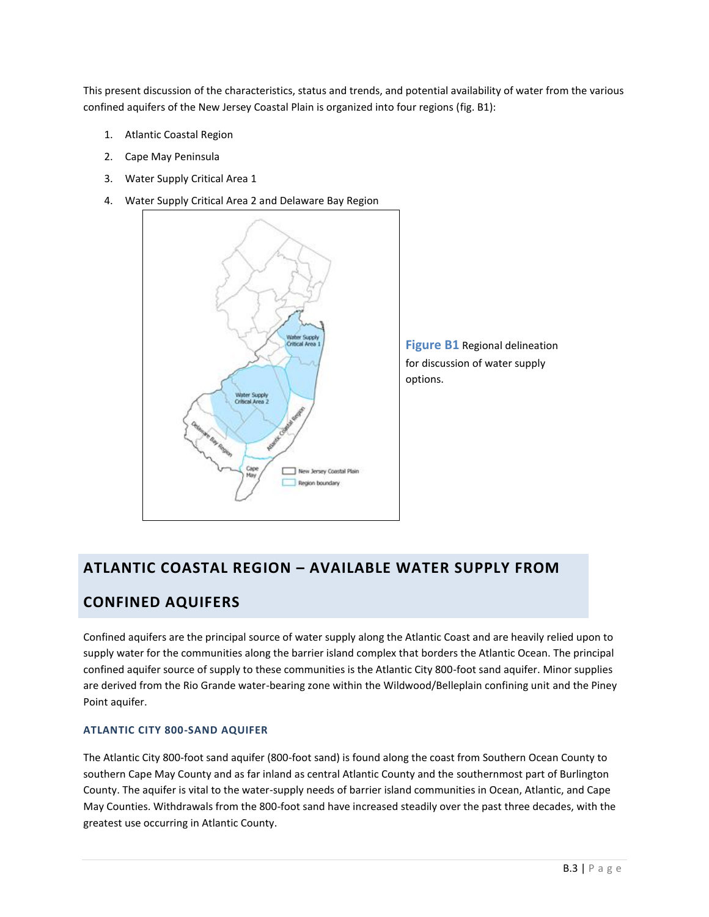This present discussion of the characteristics, status and trends, and potential availability of water from the various confined aquifers of the New Jersey Coastal Plain is organized into four regions (fig. B1):

1. Atlantic Coastal Region
2. Cape May Peninsula
3. Water Supply Critical Area 1
4. Water Supply Critical Area 2 and Delaware Bay Region

**Figure B1** Regional delineation for discussion of water supply options.

## ATLANTIC COASTAL REGION – AVAILABLE WATER SUPPLY FROM CONFINED AQUIFERS

Confined aquifers are the principal source of water supply along the Atlantic Coast and are heavily relied upon to supply water for the communities along the barrier island complex that borders the Atlantic Ocean. The principal confined aquifer source of supply to these communities is the Atlantic City 800-foot sand aquifer. Minor supplies are derived from the Rio Grande water-bearing zone within the Wildwood/Belleplain confining unit and the Piney Point aquifer.

### ATLANTIC CITY 800-SAND AQUIFER

The Atlantic City 800-foot sand aquifer (800-foot sand) is found along the coast from Southern Ocean County to southern Cape May County and as far inland as central Atlantic County and the southernmost part of Burlington County. The aquifer is vital to the water-supply needs of barrier island communities in Ocean, Atlantic, and Cape May Counties. Withdrawals from the 800-foot sand have increased steadily over the past three decades, with the greatest use occurring in Atlantic County.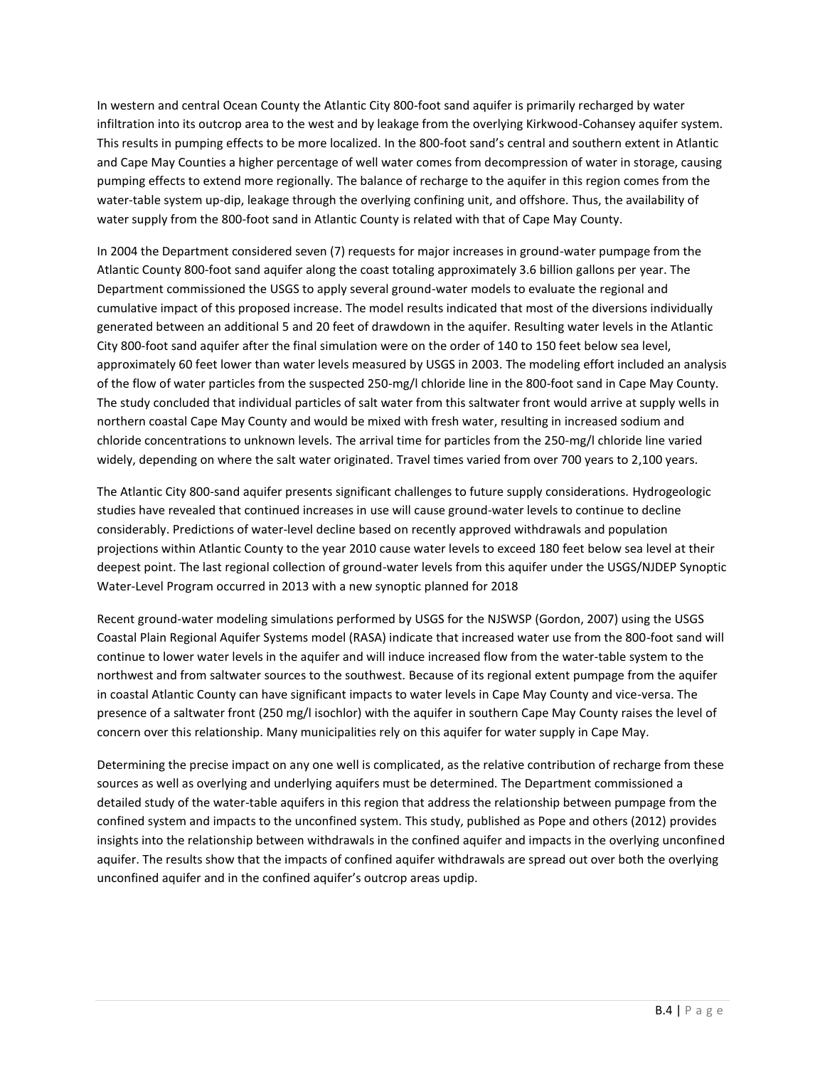In western and central Ocean County the Atlantic City 800-foot sand aquifer is primarily recharged by water infiltration into its outcrop area to the west and by leakage from the overlying Kirkwood-Cohansey aquifer system. This results in pumping effects to be more localized. In the 800-foot sand's central and southern extent in Atlantic and Cape May Counties a higher percentage of well water comes from decompression of water in storage, causing pumping effects to extend more regionally. The balance of recharge to the aquifer in this region comes from the water-table system up-dip, leakage through the overlying confining unit, and offshore. Thus, the availability of water supply from the 800-foot sand in Atlantic County is related with that of Cape May County.

In 2004 the Department considered seven (7) requests for major increases in ground-water pumpage from the Atlantic County 800-foot sand aquifer along the coast totaling approximately 3.6 billion gallons per year. The Department commissioned the USGS to apply several ground-water models to evaluate the regional and cumulative impact of this proposed increase. The model results indicated that most of the diversions individually generated between an additional 5 and 20 feet of drawdown in the aquifer. Resulting water levels in the Atlantic City 800-foot sand aquifer after the final simulation were on the order of 140 to 150 feet below sea level, approximately 60 feet lower than water levels measured by USGS in 2003. The modeling effort included an analysis of the flow of water particles from the suspected 250-mg/l chloride line in the 800-foot sand in Cape May County. The study concluded that individual particles of salt water from this saltwater front would arrive at supply wells in northern coastal Cape May County and would be mixed with fresh water, resulting in increased sodium and chloride concentrations to unknown levels. The arrival time for particles from the 250-mg/l chloride line varied widely, depending on where the salt water originated. Travel times varied from over 700 years to 2,100 years.

The Atlantic City 800-sand aquifer presents significant challenges to future supply considerations. Hydrogeologic studies have revealed that continued increases in use will cause ground-water levels to continue to decline considerably. Predictions of water-level decline based on recently approved withdrawals and population projections within Atlantic County to the year 2010 cause water levels to exceed 180 feet below sea level at their deepest point. The last regional collection of ground-water levels from this aquifer under the USGS/NJDEP Synoptic Water-Level Program occurred in 2013 with a new synoptic planned for 2018

Recent ground-water modeling simulations performed by USGS for the NJSWSP (Gordon, 2007) using the USGS Coastal Plain Regional Aquifer Systems model (RASA) indicate that increased water use from the 800-foot sand will continue to lower water levels in the aquifer and will induce increased flow from the water-table system to the northwest and from saltwater sources to the southwest. Because of its regional extent pumpage from the aquifer in coastal Atlantic County can have significant impacts to water levels in Cape May County and vice-versa. The presence of a saltwater front (250 mg/l isochlor) with the aquifer in southern Cape May County raises the level of concern over this relationship. Many municipalities rely on this aquifer for water supply in Cape May.

Determining the precise impact on any one well is complicated, as the relative contribution of recharge from these sources as well as overlying and underlying aquifers must be determined. The Department commissioned a detailed study of the water-table aquifers in this region that address the relationship between pumpage from the confined system and impacts to the unconfined system. This study, published as Pope and others (2012) provides insights into the relationship between withdrawals in the confined aquifer and impacts in the overlying unconfined aquifer. The results show that the impacts of confined aquifer withdrawals are spread out over both the overlying unconfined aquifer and in the confined aquifer's outcrop areas updip.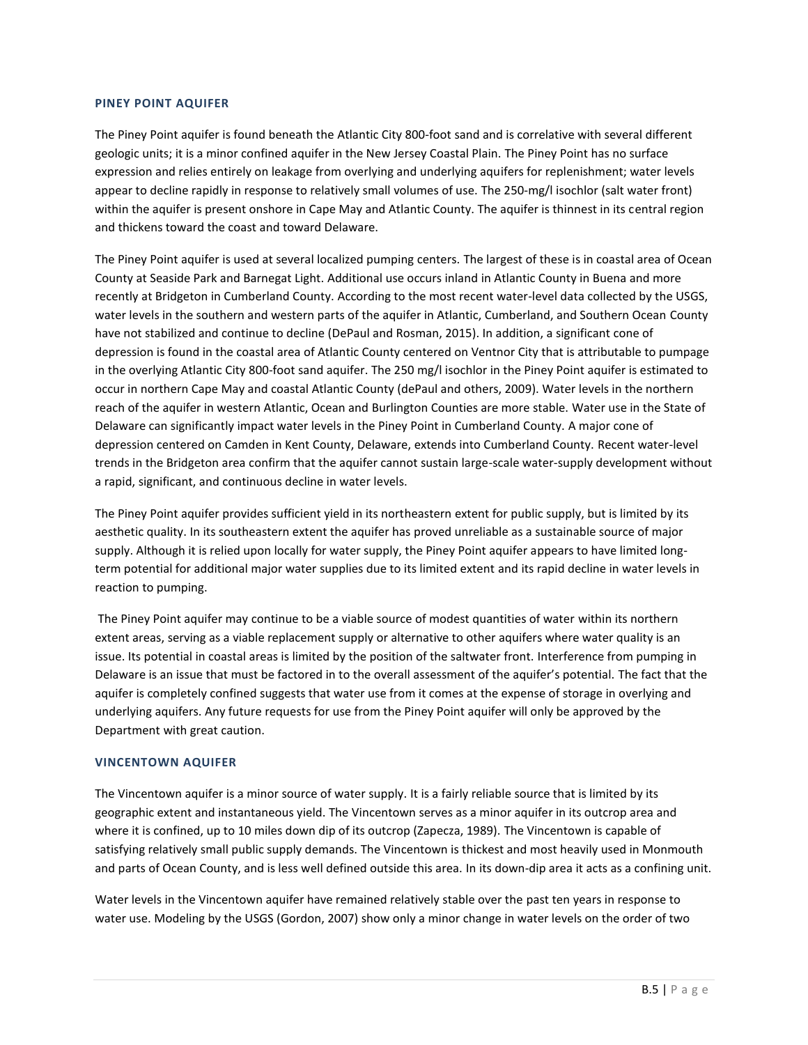### PINEY POINT AQUIFER

The Piney Point aquifer is found beneath the Atlantic City 800-foot sand and is correlative with several different geologic units; it is a minor confined aquifer in the New Jersey Coastal Plain. The Piney Point has no surface expression and relies entirely on leakage from overlying and underlying aquifers for replenishment; water levels appear to decline rapidly in response to relatively small volumes of use. The 250-mg/l isochlor (salt water front) within the aquifer is present onshore in Cape May and Atlantic County. The aquifer is thinnest in its central region and thickens toward the coast and toward Delaware.

The Piney Point aquifer is used at several localized pumping centers. The largest of these is in coastal area of Ocean County at Seaside Park and Barnegat Light. Additional use occurs inland in Atlantic County in Buena and more recently at Bridgeton in Cumberland County. According to the most recent water-level data collected by the USGS, water levels in the southern and western parts of the aquifer in Atlantic, Cumberland, and Southern Ocean County have not stabilized and continue to decline (DePaul and Rosman, 2015). In addition, a significant cone of depression is found in the coastal area of Atlantic County centered on Ventnor City that is attributable to pumpage in the overlying Atlantic City 800-foot sand aquifer. The 250 mg/l isochlor in the Piney Point aquifer is estimated to occur in northern Cape May and coastal Atlantic County (dePaul and others, 2009). Water levels in the northern reach of the aquifer in western Atlantic, Ocean and Burlington Counties are more stable. Water use in the State of Delaware can significantly impact water levels in the Piney Point in Cumberland County. A major cone of depression centered on Camden in Kent County, Delaware, extends into Cumberland County. Recent water-level trends in the Bridgeton area confirm that the aquifer cannot sustain large-scale water-supply development without a rapid, significant, and continuous decline in water levels.

The Piney Point aquifer provides sufficient yield in its northeastern extent for public supply, but is limited by its aesthetic quality. In its southeastern extent the aquifer has proved unreliable as a sustainable source of major supply. Although it is relied upon locally for water supply, the Piney Point aquifer appears to have limited long-term potential for additional major water supplies due to its limited extent and its rapid decline in water levels in reaction to pumping.

The Piney Point aquifer may continue to be a viable source of modest quantities of water within its northern extent areas, serving as a viable replacement supply or alternative to other aquifers where water quality is an issue. Its potential in coastal areas is limited by the position of the saltwater front. Interference from pumping in Delaware is an issue that must be factored in to the overall assessment of the aquifer's potential. The fact that the aquifer is completely confined suggests that water use from it comes at the expense of storage in overlying and underlying aquifers. Any future requests for use from the Piney Point aquifer will only be approved by the Department with great caution.

### VINCENTOWN AQUIFER

The Vincentown aquifer is a minor source of water supply. It is a fairly reliable source that is limited by its geographic extent and instantaneous yield. The Vincentown serves as a minor aquifer in its outcrop area and where it is confined, up to 10 miles down dip of its outcrop (Zapecza, 1989). The Vincentown is capable of satisfying relatively small public supply demands. The Vincentown is thickest and most heavily used in Monmouth and parts of Ocean County, and is less well defined outside this area. In its down-dip area it acts as a confining unit.

Water levels in the Vincentown aquifer have remained relatively stable over the past ten years in response to water use. Modeling by the USGS (Gordon, 2007) show only a minor change in water levels on the order of two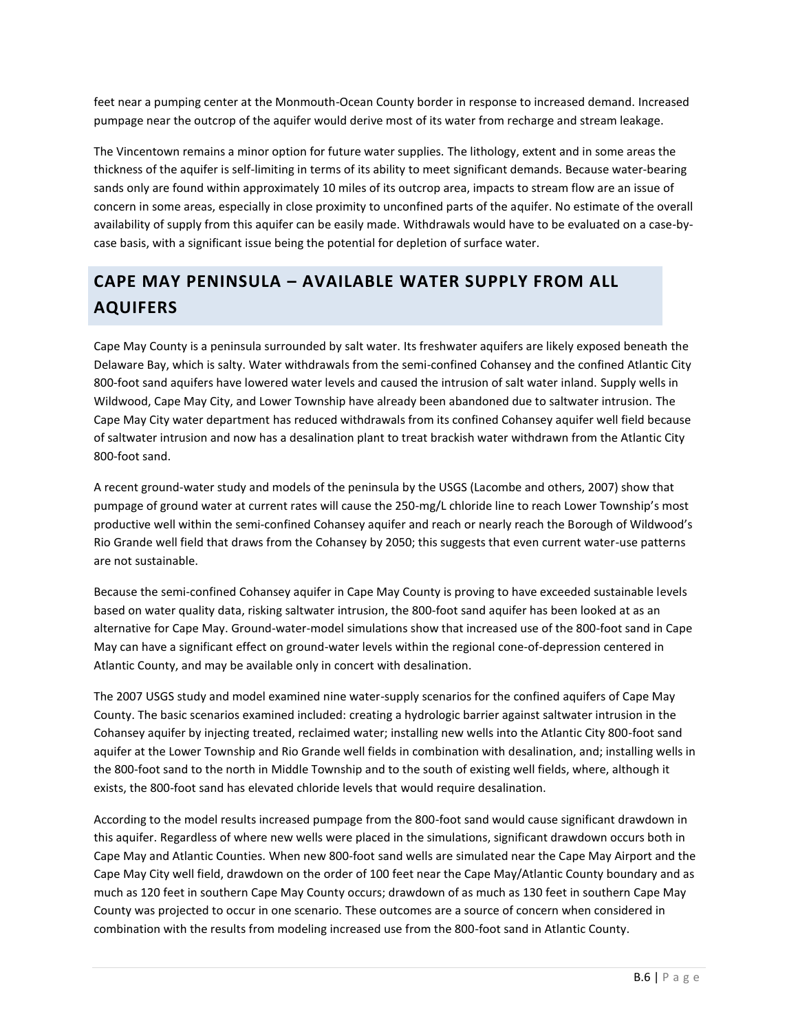feet near a pumping center at the Monmouth-Ocean County border in response to increased demand. Increased pumpage near the outcrop of the aquifer would derive most of its water from recharge and stream leakage.

The Vincentown remains a minor option for future water supplies. The lithology, extent and in some areas the thickness of the aquifer is self-limiting in terms of its ability to meet significant demands. Because water-bearing sands only are found within approximately 10 miles of its outcrop area, impacts to stream flow are an issue of concern in some areas, especially in close proximity to unconfined parts of the aquifer. No estimate of the overall availability of supply from this aquifer can be easily made. Withdrawals would have to be evaluated on a case-by-case basis, with a significant issue being the potential for depletion of surface water.

## CAPE MAY PENINSULA – AVAILABLE WATER SUPPLY FROM ALL AQUIFERS

Cape May County is a peninsula surrounded by salt water. Its freshwater aquifers are likely exposed beneath the Delaware Bay, which is salty. Water withdrawals from the semi-confined Cohansey and the confined Atlantic City 800-foot sand aquifers have lowered water levels and caused the intrusion of salt water inland. Supply wells in Wildwood, Cape May City, and Lower Township have already been abandoned due to saltwater intrusion. The Cape May City water department has reduced withdrawals from its confined Cohansey aquifer well field because of saltwater intrusion and now has a desalination plant to treat brackish water withdrawn from the Atlantic City 800-foot sand.

A recent ground-water study and models of the peninsula by the USGS (Lacombe and others, 2007) show that pumpage of ground water at current rates will cause the 250-mg/L chloride line to reach Lower Township's most productive well within the semi-confined Cohansey aquifer and reach or nearly reach the Borough of Wildwood's Rio Grande well field that draws from the Cohansey by 2050; this suggests that even current water-use patterns are not sustainable.

Because the semi-confined Cohansey aquifer in Cape May County is proving to have exceeded sustainable levels based on water quality data, risking saltwater intrusion, the 800-foot sand aquifer has been looked at as an alternative for Cape May. Ground-water-model simulations show that increased use of the 800-foot sand in Cape May can have a significant effect on ground-water levels within the regional cone-of-depression centered in Atlantic County, and may be available only in concert with desalination.

The 2007 USGS study and model examined nine water-supply scenarios for the confined aquifers of Cape May County. The basic scenarios examined included: creating a hydrologic barrier against saltwater intrusion in the Cohansey aquifer by injecting treated, reclaimed water; installing new wells into the Atlantic City 800-foot sand aquifer at the Lower Township and Rio Grande well fields in combination with desalination, and; installing wells in the 800-foot sand to the north in Middle Township and to the south of existing well fields, where, although it exists, the 800-foot sand has elevated chloride levels that would require desalination.

According to the model results increased pumpage from the 800-foot sand would cause significant drawdown in this aquifer. Regardless of where new wells were placed in the simulations, significant drawdown occurs both in Cape May and Atlantic Counties. When new 800-foot sand wells are simulated near the Cape May Airport and the Cape May City well field, drawdown on the order of 100 feet near the Cape May/Atlantic County boundary and as much as 120 feet in southern Cape May County occurs; drawdown of as much as 130 feet in southern Cape May County was projected to occur in one scenario. These outcomes are a source of concern when considered in combination with the results from modeling increased use from the 800-foot sand in Atlantic County.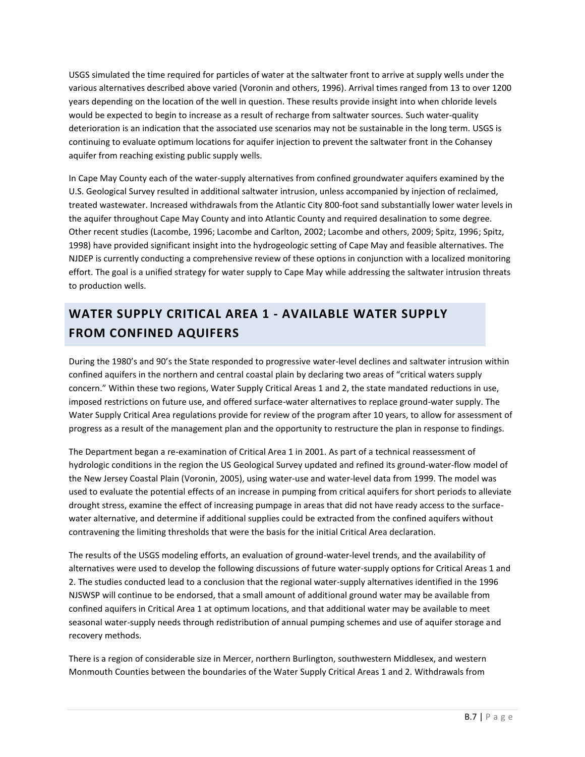USGS simulated the time required for particles of water at the saltwater front to arrive at supply wells under the various alternatives described above varied (Voronin and others, 1996). Arrival times ranged from 13 to over 1200 years depending on the location of the well in question. These results provide insight into when chloride levels would be expected to begin to increase as a result of recharge from saltwater sources. Such water-quality deterioration is an indication that the associated use scenarios may not be sustainable in the long term. USGS is continuing to evaluate optimum locations for aquifer injection to prevent the saltwater front in the Cohansey aquifer from reaching existing public supply wells.

In Cape May County each of the water-supply alternatives from confined groundwater aquifers examined by the U.S. Geological Survey resulted in additional saltwater intrusion, unless accompanied by injection of reclaimed, treated wastewater. Increased withdrawals from the Atlantic City 800-foot sand substantially lower water levels in the aquifer throughout Cape May County and into Atlantic County and required desalination to some degree. Other recent studies (Lacombe, 1996; Lacombe and Carlton, 2002; Lacombe and others, 2009; Spitz, 1996; Spitz, 1998) have provided significant insight into the hydrogeologic setting of Cape May and feasible alternatives. The NJDEP is currently conducting a comprehensive review of these options in conjunction with a localized monitoring effort. The goal is a unified strategy for water supply to Cape May while addressing the saltwater intrusion threats to production wells.

## WATER SUPPLY CRITICAL AREA 1 - AVAILABLE WATER SUPPLY FROM CONFINED AQUIFERS

During the 1980's and 90's the State responded to progressive water-level declines and saltwater intrusion within confined aquifers in the northern and central coastal plain by declaring two areas of "critical waters supply concern." Within these two regions, Water Supply Critical Areas 1 and 2, the state mandated reductions in use, imposed restrictions on future use, and offered surface-water alternatives to replace ground-water supply. The Water Supply Critical Area regulations provide for review of the program after 10 years, to allow for assessment of progress as a result of the management plan and the opportunity to restructure the plan in response to findings.

The Department began a re-examination of Critical Area 1 in 2001. As part of a technical reassessment of hydrologic conditions in the region the US Geological Survey updated and refined its ground-water-flow model of the New Jersey Coastal Plain (Voronin, 2005), using water-use and water-level data from 1999. The model was used to evaluate the potential effects of an increase in pumping from critical aquifers for short periods to alleviate drought stress, examine the effect of increasing pumpage in areas that did not have ready access to the surface-water alternative, and determine if additional supplies could be extracted from the confined aquifers without contravening the limiting thresholds that were the basis for the initial Critical Area declaration.

The results of the USGS modeling efforts, an evaluation of ground-water-level trends, and the availability of alternatives were used to develop the following discussions of future water-supply options for Critical Areas 1 and 2. The studies conducted lead to a conclusion that the regional water-supply alternatives identified in the 1996 NJSWSP will continue to be endorsed, that a small amount of additional ground water may be available from confined aquifers in Critical Area 1 at optimum locations, and that additional water may be available to meet seasonal water-supply needs through redistribution of annual pumping schemes and use of aquifer storage and recovery methods.

There is a region of considerable size in Mercer, northern Burlington, southwestern Middlesex, and western Monmouth Counties between the boundaries of the Water Supply Critical Areas 1 and 2. Withdrawals from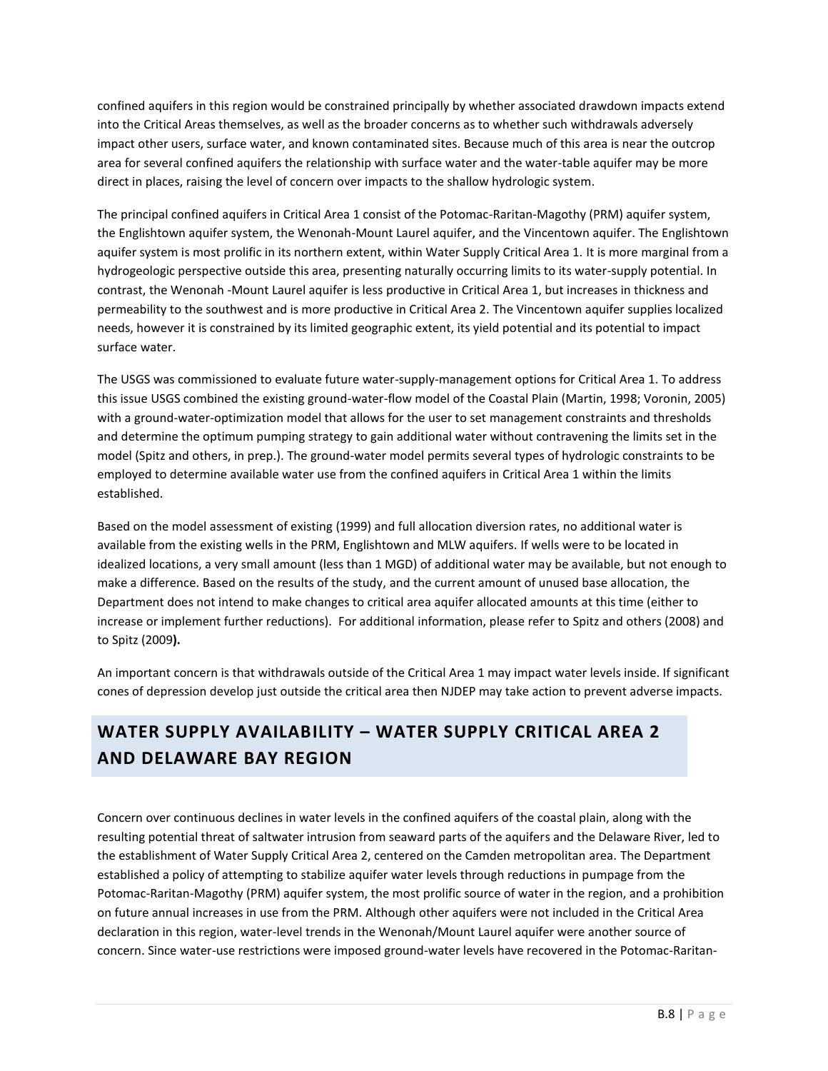confined aquifers in this region would be constrained principally by whether associated drawdown impacts extend into the Critical Areas themselves, as well as the broader concerns as to whether such withdrawals adversely impact other users, surface water, and known contaminated sites. Because much of this area is near the outcrop area for several confined aquifers the relationship with surface water and the water-table aquifer may be more direct in places, raising the level of concern over impacts to the shallow hydrologic system.

The principal confined aquifers in Critical Area 1 consist of the Potomac-Raritan-Magothy (PRM) aquifer system, the Englishtown aquifer system, the Wenonah-Mount Laurel aquifer, and the Vincentown aquifer. The Englishtown aquifer system is most prolific in its northern extent, within Water Supply Critical Area 1. It is more marginal from a hydrogeologic perspective outside this area, presenting naturally occurring limits to its water-supply potential. In contrast, the Wenonah -Mount Laurel aquifer is less productive in Critical Area 1, but increases in thickness and permeability to the southwest and is more productive in Critical Area 2. The Vincentown aquifer supplies localized needs, however it is constrained by its limited geographic extent, its yield potential and its potential to impact surface water.

The USGS was commissioned to evaluate future water-supply-management options for Critical Area 1. To address this issue USGS combined the existing ground-water-flow model of the Coastal Plain (Martin, 1998; Voronin, 2005) with a ground-water-optimization model that allows for the user to set management constraints and thresholds and determine the optimum pumping strategy to gain additional water without contravening the limits set in the model (Spitz and others, in prep.). The ground-water model permits several types of hydrologic constraints to be employed to determine available water use from the confined aquifers in Critical Area 1 within the limits established.

Based on the model assessment of existing (1999) and full allocation diversion rates, no additional water is available from the existing wells in the PRM, Englishtown and MLW aquifers. If wells were to be located in idealized locations, a very small amount (less than 1 MGD) of additional water may be available, but not enough to make a difference. Based on the results of the study, and the current amount of unused base allocation, the Department does not intend to make changes to critical area aquifer allocated amounts at this time (either to increase or implement further reductions). For additional information, please refer to Spitz and others (2008) and to Spitz (2009**).**

An important concern is that withdrawals outside of the Critical Area 1 may impact water levels inside. If significant cones of depression develop just outside the critical area then NJDEP may take action to prevent adverse impacts.

## WATER SUPPLY AVAILABILITY – WATER SUPPLY CRITICAL AREA 2 AND DELAWARE BAY REGION

Concern over continuous declines in water levels in the confined aquifers of the coastal plain, along with the resulting potential threat of saltwater intrusion from seaward parts of the aquifers and the Delaware River, led to the establishment of Water Supply Critical Area 2, centered on the Camden metropolitan area. The Department established a policy of attempting to stabilize aquifer water levels through reductions in pumpage from the Potomac-Raritan-Magothy (PRM) aquifer system, the most prolific source of water in the region, and a prohibition on future annual increases in use from the PRM. Although other aquifers were not included in the Critical Area declaration in this region, water-level trends in the Wenonah/Mount Laurel aquifer were another source of concern. Since water-use restrictions were imposed ground-water levels have recovered in the Potomac-Raritan-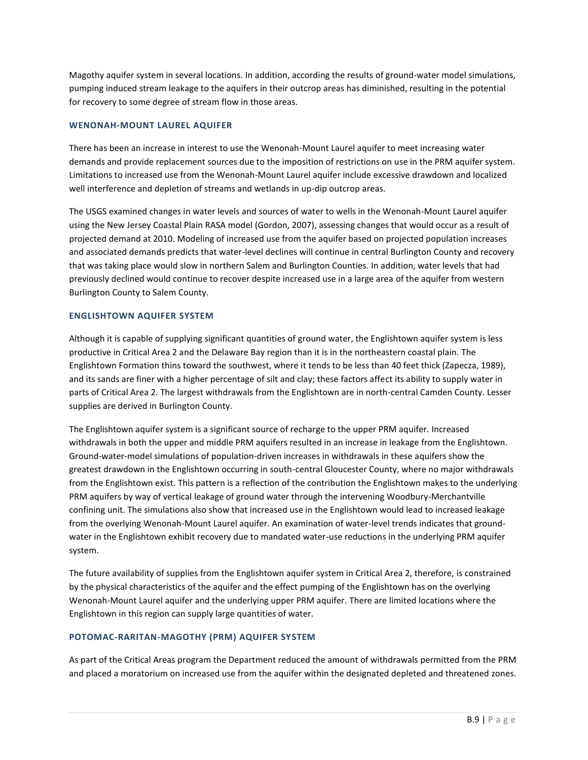Magothy aquifer system in several locations. In addition, according the results of ground-water model simulations, pumping induced stream leakage to the aquifers in their outcrop areas has diminished, resulting in the potential for recovery to some degree of stream flow in those areas.

### WENONAH-MOUNT LAUREL AQUIFER

There has been an increase in interest to use the Wenonah-Mount Laurel aquifer to meet increasing water demands and provide replacement sources due to the imposition of restrictions on use in the PRM aquifer system. Limitations to increased use from the Wenonah-Mount Laurel aquifer include excessive drawdown and localized well interference and depletion of streams and wetlands in up-dip outcrop areas.

The USGS examined changes in water levels and sources of water to wells in the Wenonah-Mount Laurel aquifer using the New Jersey Coastal Plain RASA model (Gordon, 2007), assessing changes that would occur as a result of projected demand at 2010. Modeling of increased use from the aquifer based on projected population increases and associated demands predicts that water-level declines will continue in central Burlington County and recovery that was taking place would slow in northern Salem and Burlington Counties. In addition, water levels that had previously declined would continue to recover despite increased use in a large area of the aquifer from western Burlington County to Salem County.

### ENGLISHTOWN AQUIFER SYSTEM

Although it is capable of supplying significant quantities of ground water, the Englishtown aquifer system is less productive in Critical Area 2 and the Delaware Bay region than it is in the northeastern coastal plain. The Englishtown Formation thins toward the southwest, where it tends to be less than 40 feet thick (Zapecza, 1989), and its sands are finer with a higher percentage of silt and clay; these factors affect its ability to supply water in parts of Critical Area 2. The largest withdrawals from the Englishtown are in north-central Camden County. Lesser supplies are derived in Burlington County.

The Englishtown aquifer system is a significant source of recharge to the upper PRM aquifer. Increased withdrawals in both the upper and middle PRM aquifers resulted in an increase in leakage from the Englishtown. Ground-water-model simulations of population-driven increases in withdrawals in these aquifers show the greatest drawdown in the Englishtown occurring in south-central Gloucester County, where no major withdrawals from the Englishtown exist. This pattern is a reflection of the contribution the Englishtown makes to the underlying PRM aquifers by way of vertical leakage of ground water through the intervening Woodbury-Merchantville confining unit. The simulations also show that increased use in the Englishtown would lead to increased leakage from the overlying Wenonah-Mount Laurel aquifer. An examination of water-level trends indicates that ground-water in the Englishtown exhibit recovery due to mandated water-use reductions in the underlying PRM aquifer system.

The future availability of supplies from the Englishtown aquifer system in Critical Area 2, therefore, is constrained by the physical characteristics of the aquifer and the effect pumping of the Englishtown has on the overlying Wenonah-Mount Laurel aquifer and the underlying upper PRM aquifer. There are limited locations where the Englishtown in this region can supply large quantities of water.

### POTOMAC-RARITAN-MAGOTHY (PRM) AQUIFER SYSTEM

As part of the Critical Areas program the Department reduced the amount of withdrawals permitted from the PRM and placed a moratorium on increased use from the aquifer within the designated depleted and threatened zones.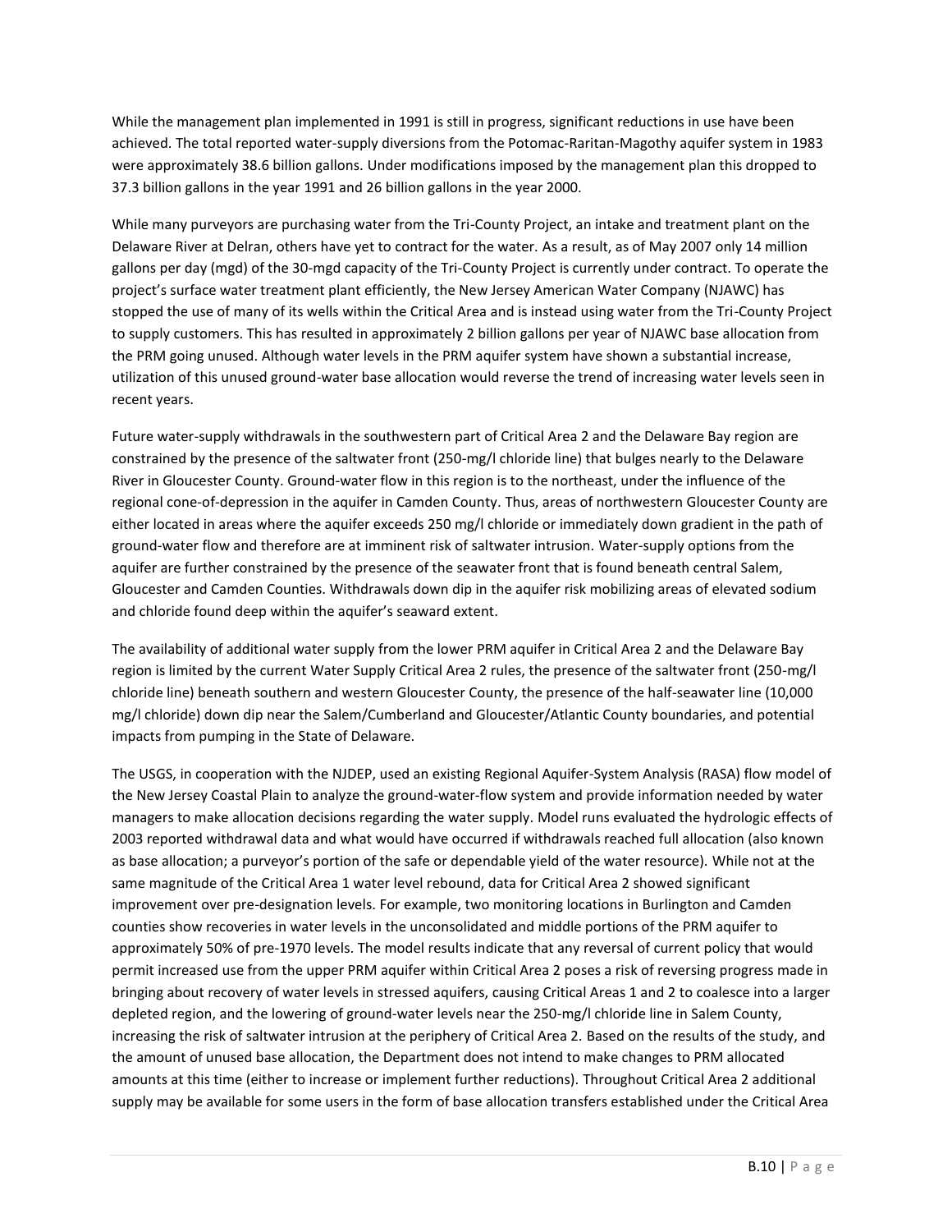While the management plan implemented in 1991 is still in progress, significant reductions in use have been achieved. The total reported water-supply diversions from the Potomac-Raritan-Magothy aquifer system in 1983 were approximately 38.6 billion gallons. Under modifications imposed by the management plan this dropped to 37.3 billion gallons in the year 1991 and 26 billion gallons in the year 2000.

While many purveyors are purchasing water from the Tri-County Project, an intake and treatment plant on the Delaware River at Delran, others have yet to contract for the water. As a result, as of May 2007 only 14 million gallons per day (mgd) of the 30-mgd capacity of the Tri-County Project is currently under contract. To operate the project's surface water treatment plant efficiently, the New Jersey American Water Company (NJAWC) has stopped the use of many of its wells within the Critical Area and is instead using water from the Tri-County Project to supply customers. This has resulted in approximately 2 billion gallons per year of NJAWC base allocation from the PRM going unused. Although water levels in the PRM aquifer system have shown a substantial increase, utilization of this unused ground-water base allocation would reverse the trend of increasing water levels seen in recent years.

Future water-supply withdrawals in the southwestern part of Critical Area 2 and the Delaware Bay region are constrained by the presence of the saltwater front (250-mg/l chloride line) that bulges nearly to the Delaware River in Gloucester County. Ground-water flow in this region is to the northeast, under the influence of the regional cone-of-depression in the aquifer in Camden County. Thus, areas of northwestern Gloucester County are either located in areas where the aquifer exceeds 250 mg/l chloride or immediately down gradient in the path of ground-water flow and therefore are at imminent risk of saltwater intrusion. Water-supply options from the aquifer are further constrained by the presence of the seawater front that is found beneath central Salem, Gloucester and Camden Counties. Withdrawals down dip in the aquifer risk mobilizing areas of elevated sodium and chloride found deep within the aquifer's seaward extent.

The availability of additional water supply from the lower PRM aquifer in Critical Area 2 and the Delaware Bay region is limited by the current Water Supply Critical Area 2 rules, the presence of the saltwater front (250-mg/l chloride line) beneath southern and western Gloucester County, the presence of the half-seawater line (10,000 mg/l chloride) down dip near the Salem/Cumberland and Gloucester/Atlantic County boundaries, and potential impacts from pumping in the State of Delaware.

The USGS, in cooperation with the NJDEP, used an existing Regional Aquifer-System Analysis (RASA) flow model of the New Jersey Coastal Plain to analyze the ground-water-flow system and provide information needed by water managers to make allocation decisions regarding the water supply. Model runs evaluated the hydrologic effects of 2003 reported withdrawal data and what would have occurred if withdrawals reached full allocation (also known as base allocation; a purveyor's portion of the safe or dependable yield of the water resource). While not at the same magnitude of the Critical Area 1 water level rebound, data for Critical Area 2 showed significant improvement over pre-designation levels. For example, two monitoring locations in Burlington and Camden counties show recoveries in water levels in the unconsolidated and middle portions of the PRM aquifer to approximately 50% of pre-1970 levels. The model results indicate that any reversal of current policy that would permit increased use from the upper PRM aquifer within Critical Area 2 poses a risk of reversing progress made in bringing about recovery of water levels in stressed aquifers, causing Critical Areas 1 and 2 to coalesce into a larger depleted region, and the lowering of ground-water levels near the 250-mg/l chloride line in Salem County, increasing the risk of saltwater intrusion at the periphery of Critical Area 2. Based on the results of the study, and the amount of unused base allocation, the Department does not intend to make changes to PRM allocated amounts at this time (either to increase or implement further reductions). Throughout Critical Area 2 additional supply may be available for some users in the form of base allocation transfers established under the Critical Area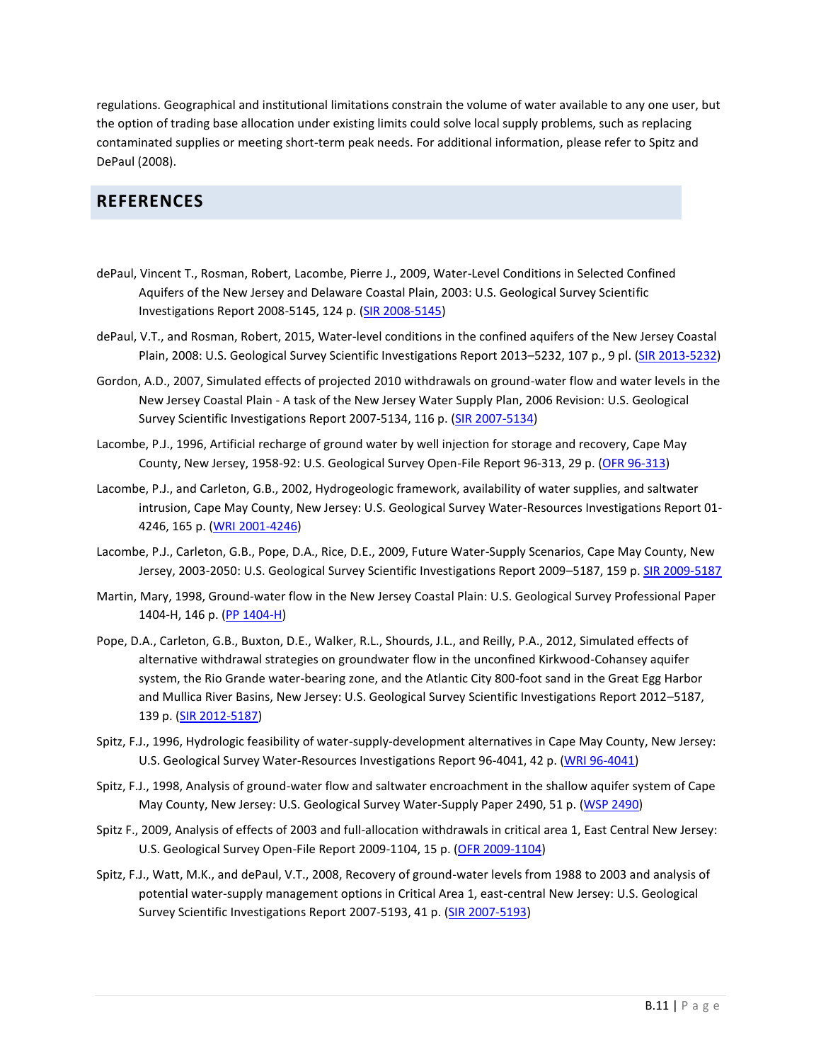regulations. Geographical and institutional limitations constrain the volume of water available to any one user, but the option of trading base allocation under existing limits could solve local supply problems, such as replacing contaminated supplies or meeting short-term peak needs. For additional information, please refer to Spitz and DePaul (2008).

## REFERENCES

dePaul, Vincent T., Rosman, Robert, Lacombe, Pierre J., 2009, Water-Level Conditions in Selected Confined Aquifers of the New Jersey and Delaware Coastal Plain, 2003: U.S. Geological Survey Scientific Investigations Report 2008-5145, 124 p. (SIR 2008-5145)

dePaul, V.T., and Rosman, Robert, 2015, Water-level conditions in the confined aquifers of the New Jersey Coastal Plain, 2008: U.S. Geological Survey Scientific Investigations Report 2013–5232, 107 p., 9 pl. (SIR 2013-5232)

Gordon, A.D., 2007, Simulated effects of projected 2010 withdrawals on ground-water flow and water levels in the New Jersey Coastal Plain - A task of the New Jersey Water Supply Plan, 2006 Revision: U.S. Geological Survey Scientific Investigations Report 2007-5134, 116 p. (SIR 2007-5134)

Lacombe, P.J., 1996, Artificial recharge of ground water by well injection for storage and recovery, Cape May County, New Jersey, 1958-92: U.S. Geological Survey Open-File Report 96-313, 29 p. (OFR 96-313)

Lacombe, P.J., and Carleton, G.B., 2002, Hydrogeologic framework, availability of water supplies, and saltwater intrusion, Cape May County, New Jersey: U.S. Geological Survey Water-Resources Investigations Report 01-4246, 165 p. (WRI 2001-4246)

Lacombe, P.J., Carleton, G.B., Pope, D.A., Rice, D.E., 2009, Future Water-Supply Scenarios, Cape May County, New Jersey, 2003-2050: U.S. Geological Survey Scientific Investigations Report 2009–5187, 159 p. SIR 2009-5187

Martin, Mary, 1998, Ground-water flow in the New Jersey Coastal Plain: U.S. Geological Survey Professional Paper 1404-H, 146 p. (PP 1404-H)

Pope, D.A., Carleton, G.B., Buxton, D.E., Walker, R.L., Shourds, J.L., and Reilly, P.A., 2012, Simulated effects of alternative withdrawal strategies on groundwater flow in the unconfined Kirkwood-Cohansey aquifer system, the Rio Grande water-bearing zone, and the Atlantic City 800-foot sand in the Great Egg Harbor and Mullica River Basins, New Jersey: U.S. Geological Survey Scientific Investigations Report 2012–5187, 139 p. (SIR 2012-5187)

Spitz, F.J., 1996, Hydrologic feasibility of water-supply-development alternatives in Cape May County, New Jersey: U.S. Geological Survey Water-Resources Investigations Report 96-4041, 42 p. (WRI 96-4041)

Spitz, F.J., 1998, Analysis of ground-water flow and saltwater encroachment in the shallow aquifer system of Cape May County, New Jersey: U.S. Geological Survey Water-Supply Paper 2490, 51 p. (WSP 2490)

Spitz F., 2009, Analysis of effects of 2003 and full-allocation withdrawals in critical area 1, East Central New Jersey: U.S. Geological Survey Open-File Report 2009-1104, 15 p. (OFR 2009-1104)

Spitz, F.J., Watt, M.K., and dePaul, V.T., 2008, Recovery of ground-water levels from 1988 to 2003 and analysis of potential water-supply management options in Critical Area 1, east-central New Jersey: U.S. Geological Survey Scientific Investigations Report 2007-5193, 41 p. (SIR 2007-5193)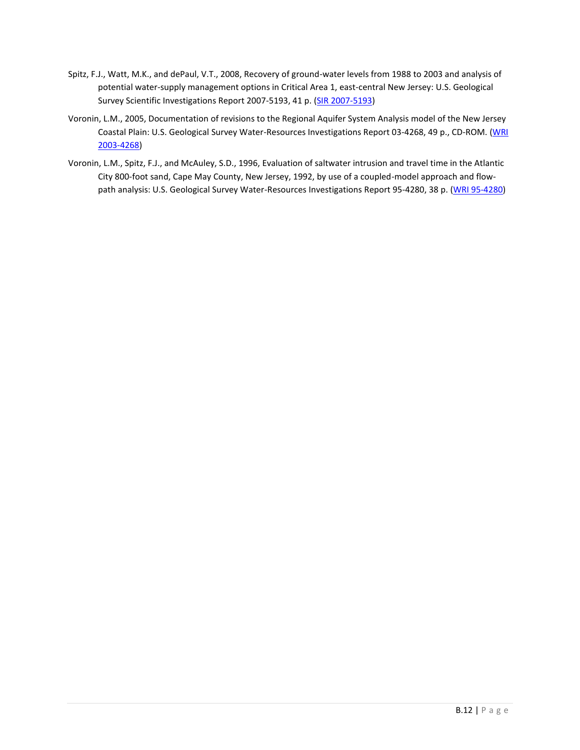Spitz, F.J., Watt, M.K., and dePaul, V.T., 2008, Recovery of ground-water levels from 1988 to 2003 and analysis of potential water-supply management options in Critical Area 1, east-central New Jersey: U.S. Geological Survey Scientific Investigations Report 2007-5193, 41 p. (SIR 2007-5193)

Voronin, L.M., 2005, Documentation of revisions to the Regional Aquifer System Analysis model of the New Jersey Coastal Plain: U.S. Geological Survey Water-Resources Investigations Report 03-4268, 49 p., CD-ROM. (WRI 2003-4268)

Voronin, L.M., Spitz, F.J., and McAuley, S.D., 1996, Evaluation of saltwater intrusion and travel time in the Atlantic City 800-foot sand, Cape May County, New Jersey, 1992, by use of a coupled-model approach and flow-path analysis: U.S. Geological Survey Water-Resources Investigations Report 95-4280, 38 p. (WRI 95-4280)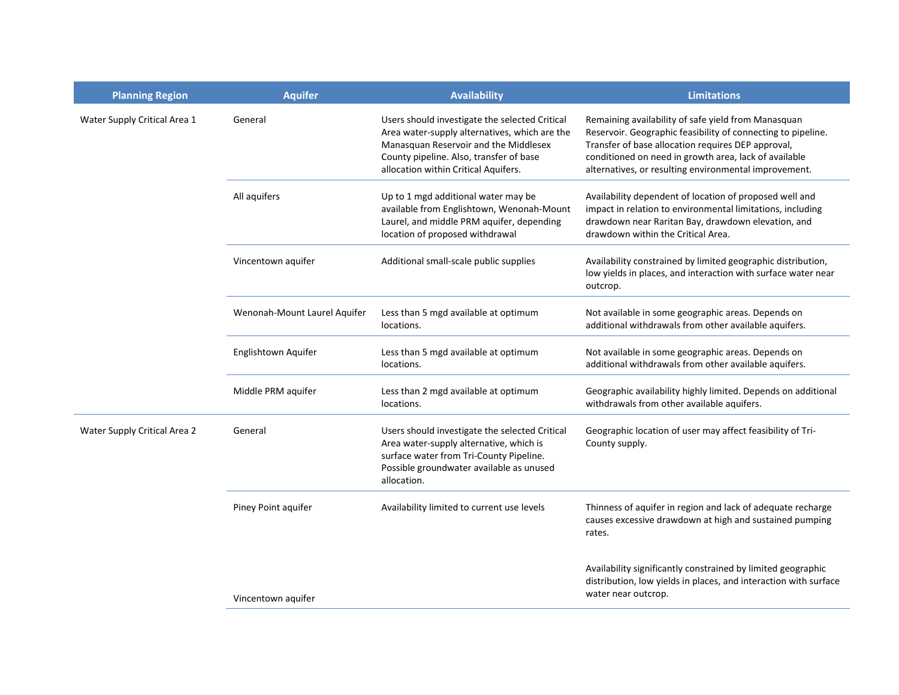| Planning Region | Aquifer | Availability | Limitations |
|---|---|---|---|
| Water Supply Critical Area 1 | General | Users should investigate the selected Critical Area water-supply alternatives, which are the Manasquan Reservoir and the Middlesex County pipeline. Also, transfer of base allocation within Critical Aquifers. | Remaining availability of safe yield from Manasquan Reservoir. Geographic feasibility of connecting to pipeline. Transfer of base allocation requires DEP approval, conditioned on need in growth area, lack of available alternatives, or resulting environmental improvement. |
| | All aquifers | Up to 1 mgd additional water may be available from Englishtown, Wenonah-Mount Laurel, and middle PRM aquifer, depending location of proposed withdrawal | Availability dependent of location of proposed well and impact in relation to environmental limitations, including drawdown near Raritan Bay, drawdown elevation, and drawdown within the Critical Area. |
| | Vincentown aquifer | Additional small-scale public supplies | Availability constrained by limited geographic distribution, low yields in places, and interaction with surface water near outcrop. |
| | Wenonah-Mount Laurel Aquifer | Less than 5 mgd available at optimum locations. | Not available in some geographic areas. Depends on additional withdrawals from other available aquifers. |
| | Englishtown Aquifer | Less than 5 mgd available at optimum locations. | Not available in some geographic areas. Depends on additional withdrawals from other available aquifers. |
| | Middle PRM aquifer | Less than 2 mgd available at optimum locations. | Geographic availability highly limited. Depends on additional withdrawals from other available aquifers. |
| Water Supply Critical Area 2 | General | Users should investigate the selected Critical Area water-supply alternative, which is surface water from Tri-County Pipeline. Possible groundwater available as unused allocation. | Geographic location of user may affect feasibility of Tri-County supply. |
| | Piney Point aquifer | Availability limited to current use levels | Thinness of aquifer in region and lack of adequate recharge causes excessive drawdown at high and sustained pumping rates. |
| | Vincentown aquifer | | Availability significantly constrained by limited geographic distribution, low yields in places, and interaction with surface water near outcrop. |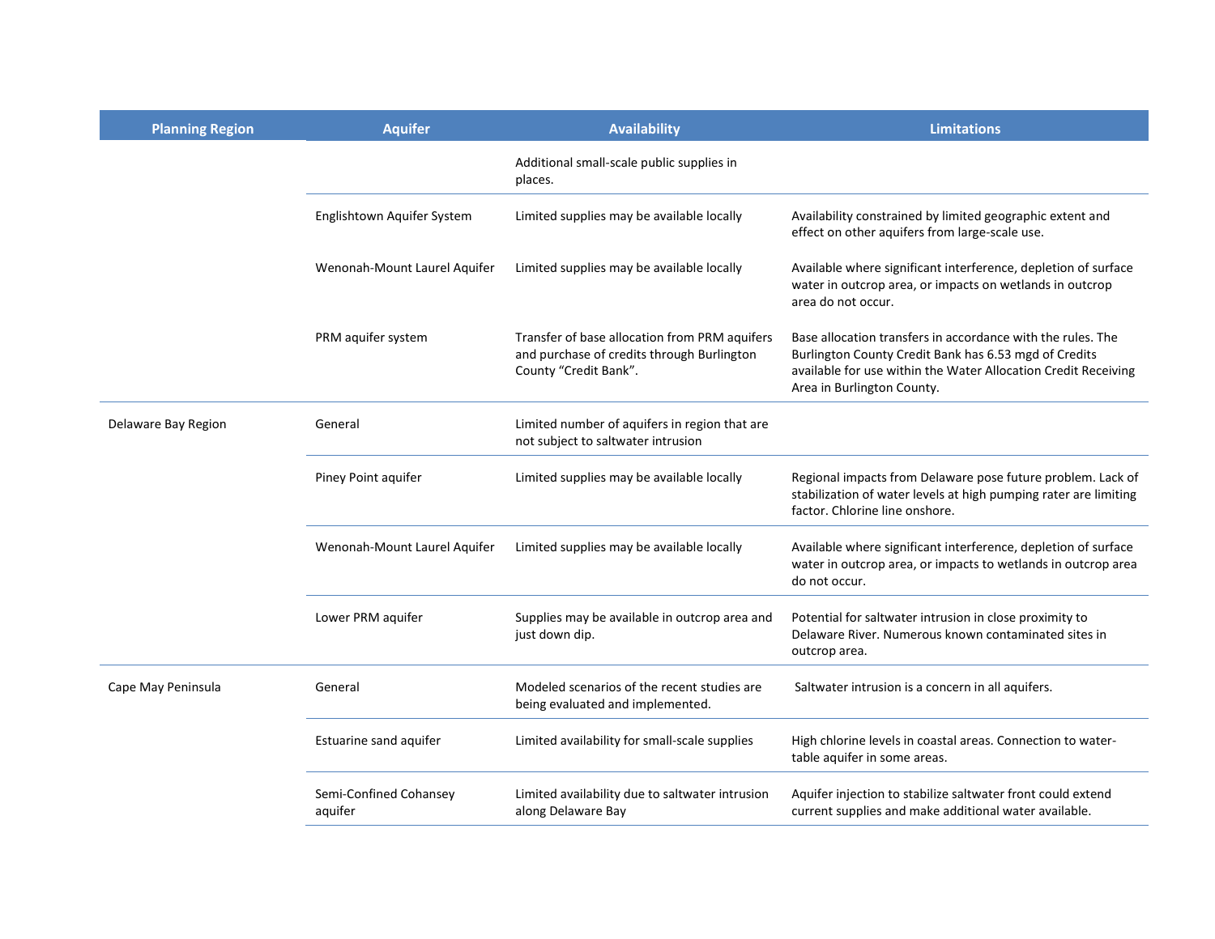| Planning Region | Aquifer | Availability | Limitations |
| --- | --- | --- | --- |
| | | Additional small-scale public supplies in places. | |
| | Englishtown Aquifer System | Limited supplies may be available locally | Availability constrained by limited geographic extent and effect on other aquifers from large-scale use. |
| | Wenonah-Mount Laurel Aquifer | Limited supplies may be available locally | Available where significant interference, depletion of surface water in outcrop area, or impacts on wetlands in outcrop area do not occur. |
| | PRM aquifer system | Transfer of base allocation from PRM aquifers and purchase of credits through Burlington County "Credit Bank". | Base allocation transfers in accordance with the rules. The Burlington County Credit Bank has 6.53 mgd of Credits available for use within the Water Allocation Credit Receiving Area in Burlington County. |
| Delaware Bay Region | General | Limited number of aquifers in region that are not subject to saltwater intrusion | |
| | Piney Point aquifer | Limited supplies may be available locally | Regional impacts from Delaware pose future problem. Lack of stabilization of water levels at high pumping rater are limiting factor. Chlorine line onshore. |
| | Wenonah-Mount Laurel Aquifer | Limited supplies may be available locally | Available where significant interference, depletion of surface water in outcrop area, or impacts to wetlands in outcrop area do not occur. |
| | Lower PRM aquifer | Supplies may be available in outcrop area and just down dip. | Potential for saltwater intrusion in close proximity to Delaware River. Numerous known contaminated sites in outcrop area. |
| Cape May Peninsula | General | Modeled scenarios of the recent studies are being evaluated and implemented. | Saltwater intrusion is a concern in all aquifers. |
| | Estuarine sand aquifer | Limited availability for small-scale supplies | High chlorine levels in coastal areas. Connection to water-table aquifer in some areas. |
| | Semi-Confined Cohansey aquifer | Limited availability due to saltwater intrusion along Delaware Bay | Aquifer injection to stabilize saltwater front could extend current supplies and make additional water available. |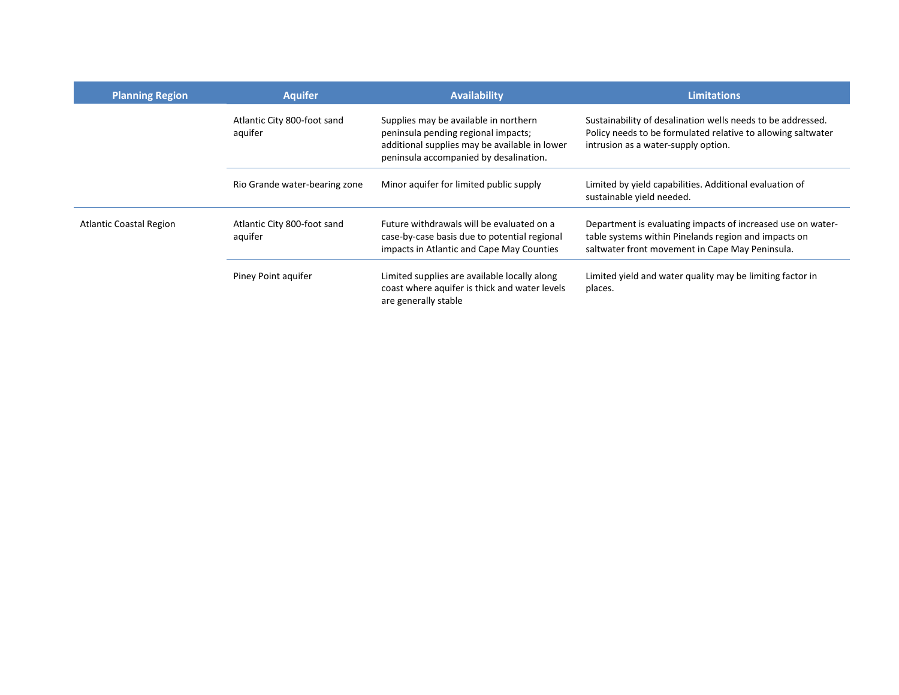| Planning Region | Aquifer | Availability | Limitations |
|---|---|---|---|
| | Atlantic City 800-foot sand aquifer | Supplies may be available in northern peninsula pending regional impacts; additional supplies may be available in lower peninsula accompanied by desalination. | Sustainability of desalination wells needs to be addressed. Policy needs to be formulated relative to allowing saltwater intrusion as a water-supply option. |
| | Rio Grande water-bearing zone | Minor aquifer for limited public supply | Limited by yield capabilities. Additional evaluation of sustainable yield needed. |
| Atlantic Coastal Region | Atlantic City 800-foot sand aquifer | Future withdrawals will be evaluated on a case-by-case basis due to potential regional impacts in Atlantic and Cape May Counties | Department is evaluating impacts of increased use on water-table systems within Pinelands region and impacts on saltwater front movement in Cape May Peninsula. |
| | Piney Point aquifer | Limited supplies are available locally along coast where aquifer is thick and water levels are generally stable | Limited yield and water quality may be limiting factor in places. |